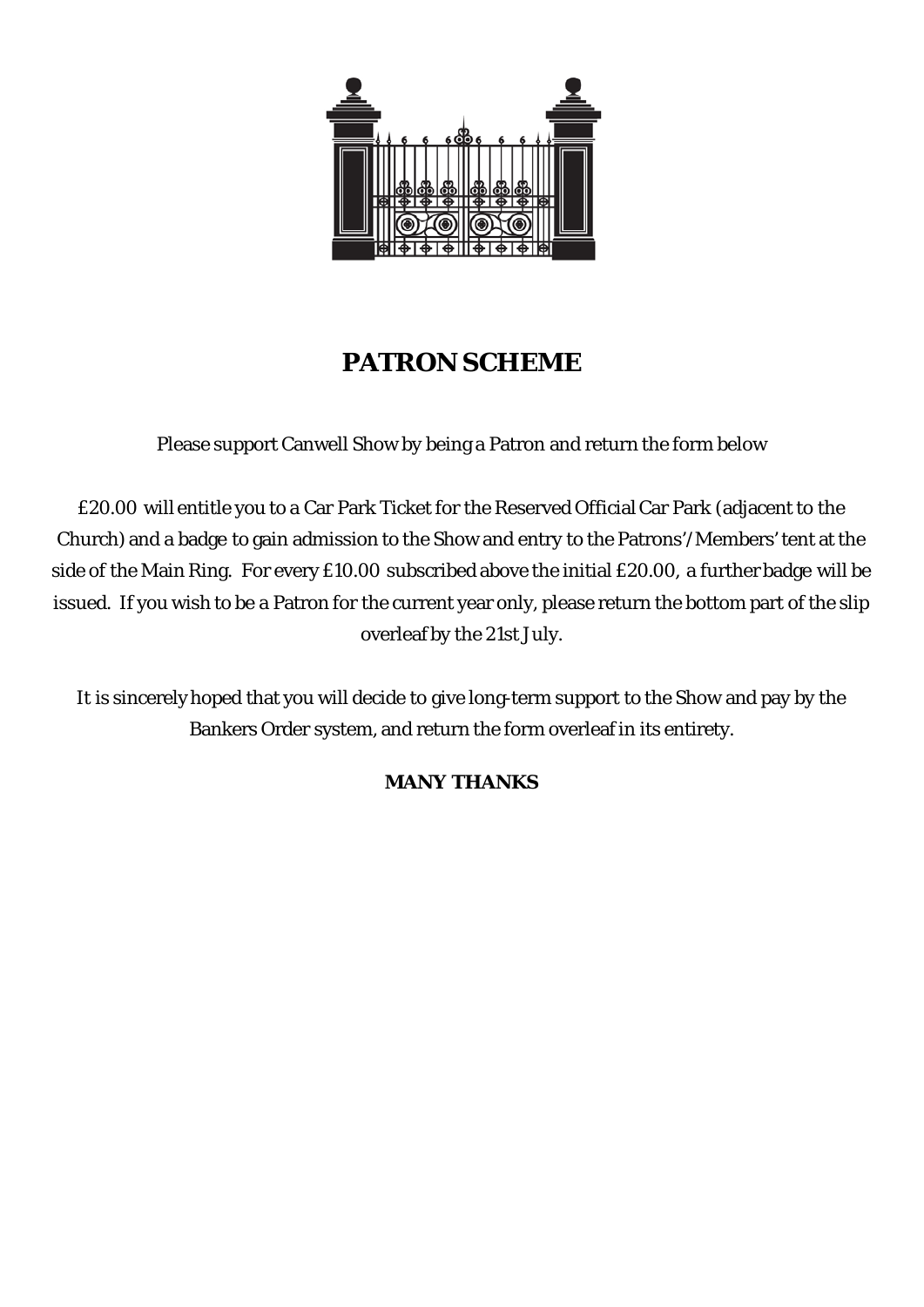# PATRON SCHEME

Please support Canwell Show by being a Patron and return the form below

£20.00 will entitle you to a Car Park Ticket for the Reserved Official Car Park (adjacent to the Church) and a badge to gain admission to the Show and entry to the Patrons'/Members' tent at the side of the Main Ring. For every £10.00 subscribed above the initial £20.00, a further badge will be issued. If you wish to be a Patron for the current year only, please return the bottom part of the slip overleaf by the 21st July.

It is sincerely hoped that you will decide to give long-term support to the Show and pay by the Bankers Order system, and return the form overleaf in its entirety.

**MANY THANKS**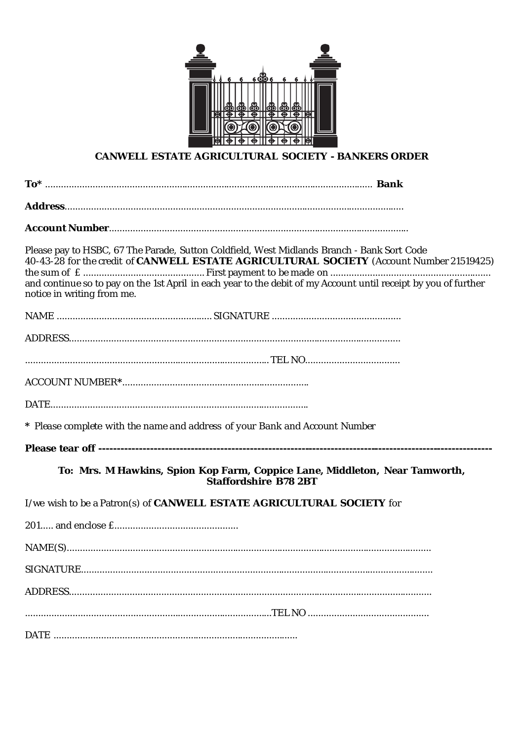**CANWELL ESTATE AGRICULTURAL SOCIETY - BANKERS ORDER**

**To*** ........................................................................................................................... **Bank**

**Address**..............................................................................................................................

**Account Number**................................................................................................................

Please pay to HSBC, 67 The Parade, Sutton Coldfield, West Midlands Branch - Bank Sort Code 40-43-28 for the credit of **CANWELL ESTATE AGRICULTURAL SOCIETY** (Account Number 21519425) the sum of £ ............................................ First payment to be made on ........................................................... and continue so to pay on the 1st April in each year to the debit of my Account until receipt by you of further notice in writing from me.

NAME ......................................................... SIGNATURE ................................................

ADDRESS...........................................................................................................................

........................................................................................... TEL NO...................................

ACCOUNT NUMBER*.....................................................................

DATE...............................................................................................

*\* Please complete with the name and address of your Bank and Account Number*

**Please tear off ------------------------------------------------------------------------------------------------------------**

**To: Mrs. M Hawkins, Spion Kop Farm, Coppice Lane, Middleton, Near Tamworth, Staffordshire B78 2BT**

I/we wish to be a Patron(s) of **CANWELL ESTATE AGRICULTURAL SOCIETY** for

201..... and enclose £..............................................

NAME(S)...............................................................................................................................

SIGNATURE..........................................................................................................................

ADDRESS..............................................................................................................................

............................................................................................TEL NO .............................................

DATE ..........................................................................................